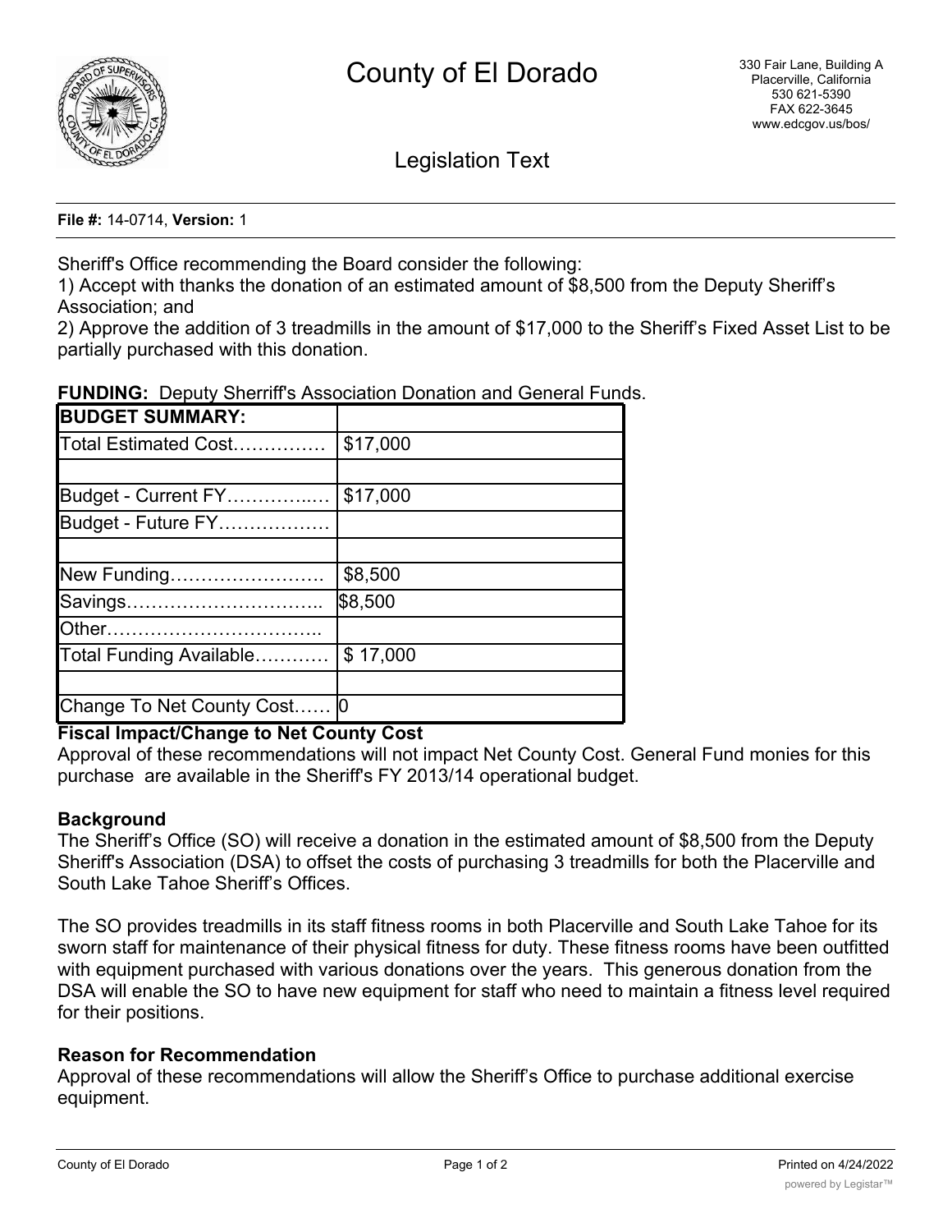# County of El Dorado

330 Fair Lane, Building A
Placerville, California
530 621-5390
FAX 622-3645
www.edcgov.us/bos/

## Legislation Text

**File #:** 14-0714, **Version:** 1

Sheriff's Office recommending the Board consider the following:
1) Accept with thanks the donation of an estimated amount of $8,500 from the Deputy Sheriff's Association; and
2) Approve the addition of 3 treadmills in the amount of $17,000 to the Sheriff's Fixed Asset List to be partially purchased with this donation.

**FUNDING:** Deputy Sherriff's Association Donation and General Funds.

| **BUDGET SUMMARY:** | |
|---|---|
| Total Estimated Cost…………… | $17,000 |
| | |
| Budget - Current FY…………..… | $17,000 |
| Budget - Future FY……………… | |
| | |
| New Funding……………………. | $8,500 |
| Savings………………………….. | $8,500 |
| Other…………………………….. | |
| Total Funding Available………… | $ 17,000 |
| | |
| Change To Net County Cost…… | 0 |

**Fiscal Impact/Change to Net County Cost**
Approval of these recommendations will not impact Net County Cost. General Fund monies for this purchase are available in the Sheriff's FY 2013/14 operational budget.

**Background**
The Sheriff's Office (SO) will receive a donation in the estimated amount of $8,500 from the Deputy Sheriff's Association (DSA) to offset the costs of purchasing 3 treadmills for both the Placerville and South Lake Tahoe Sheriff's Offices.

The SO provides treadmills in its staff fitness rooms in both Placerville and South Lake Tahoe for its sworn staff for maintenance of their physical fitness for duty. These fitness rooms have been outfitted with equipment purchased with various donations over the years. This generous donation from the DSA will enable the SO to have new equipment for staff who need to maintain a fitness level required for their positions.

**Reason for Recommendation**
Approval of these recommendations will allow the Sheriff's Office to purchase additional exercise equipment.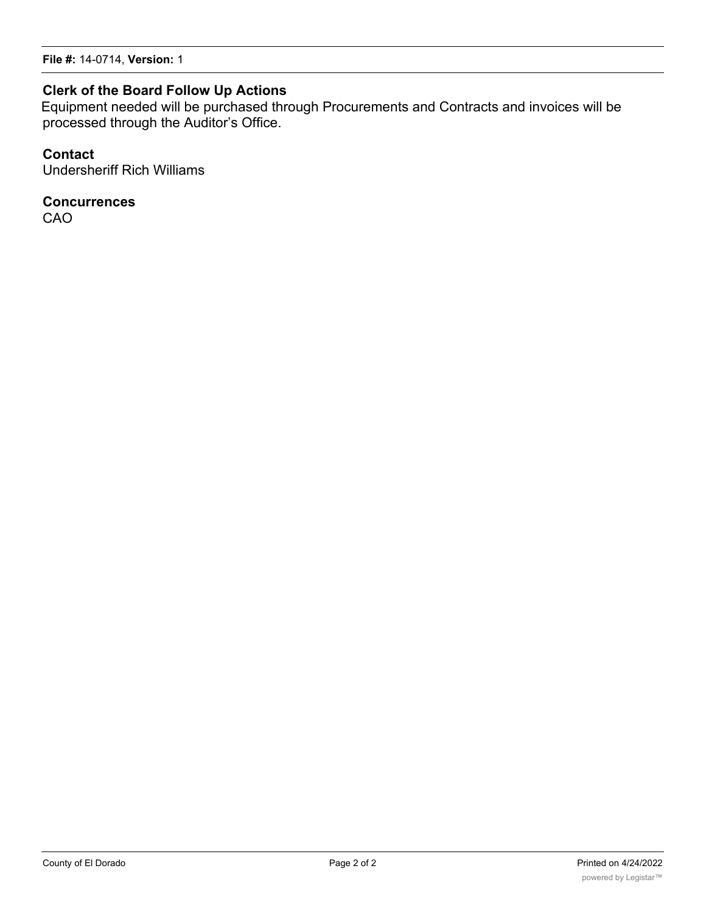**File #:** 14-0714, **Version:** 1

## Clerk of the Board Follow Up Actions

Equipment needed will be purchased through Procurements and Contracts and invoices will be processed through the Auditor's Office.

## Contact

Undersheriff Rich Williams

## Concurrences

CAO